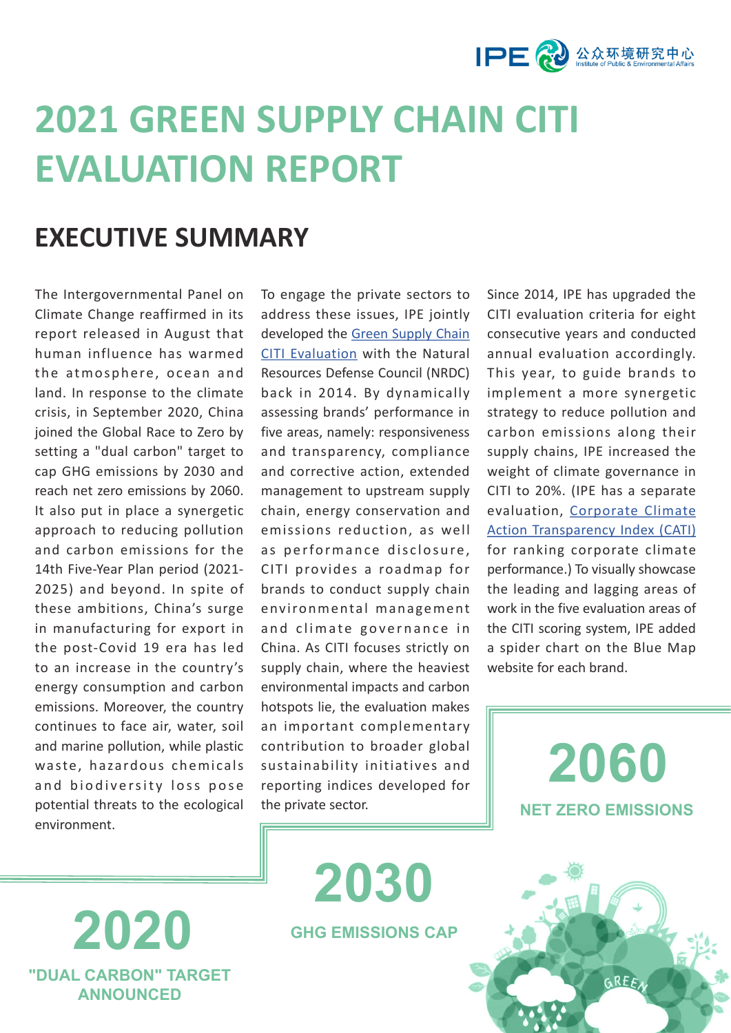# 2021 GREEN SUPPLY CHAIN CITI EVALUATION REPORT

## EXECUTIVE SUMMARY

The Intergovernmental Panel on Climate Change reaffirmed in its report released in August that human influence has warmed the atmosphere, ocean and land. In response to the climate crisis, in September 2020, China joined the Global Race to Zero by setting a "dual carbon" target to cap GHG emissions by 2030 and reach net zero emissions by 2060. It also put in place a synergetic approach to reducing pollution and carbon emissions for the 14th Five-Year Plan period (2021-2025) and beyond. In spite of these ambitions, China's surge in manufacturing for export in the post-Covid 19 era has led to an increase in the country's energy consumption and carbon emissions. Moreover, the country continues to face air, water, soil and marine pollution, while plastic waste, hazardous chemicals and biodiversity loss pose potential threats to the ecological environment.

To engage the private sectors to address these issues, IPE jointly developed the Green Supply Chain CITI Evaluation with the Natural Resources Defense Council (NRDC) back in 2014. By dynamically assessing brands' performance in five areas, namely: responsiveness and transparency, compliance and corrective action, extended management to upstream supply chain, energy conservation and emissions reduction, as well as performance disclosure, CITI provides a roadmap for brands to conduct supply chain environmental management and climate governance in China. As CITI focuses strictly on supply chain, where the heaviest environmental impacts and carbon hotspots lie, the evaluation makes an important complementary contribution to broader global sustainability initiatives and reporting indices developed for the private sector.

Since 2014, IPE has upgraded the CITI evaluation criteria for eight consecutive years and conducted annual evaluation accordingly. This year, to guide brands to implement a more synergetic strategy to reduce pollution and carbon emissions along their supply chains, IPE increased the weight of climate governance in CITI to 20%. (IPE has a separate evaluation, Corporate Climate Action Transparency Index (CATI) for ranking corporate climate performance.) To visually showcase the leading and lagging areas of work in the five evaluation areas of the CITI scoring system, IPE added a spider chart on the Blue Map website for each brand.

**2060**
**NET ZERO EMISSIONS**

**2030**
**GHG EMISSIONS CAP**

**2020**
**"DUAL CARBON" TARGET ANNOUNCED**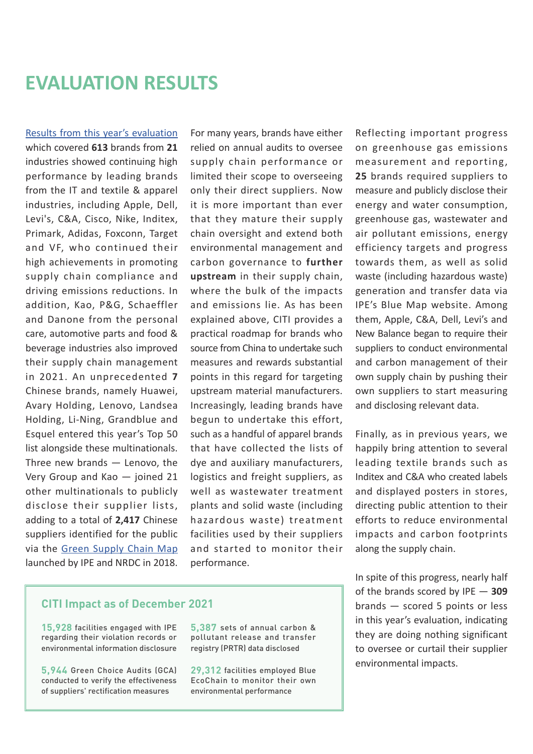# EVALUATION RESULTS

Results from this year's evaluation which covered **613** brands from **21** industries showed continuing high performance by leading brands from the IT and textile & apparel industries, including Apple, Dell, Levi's, C&A, Cisco, Nike, Inditex, Primark, Adidas, Foxconn, Target and VF, who continued their high achievements in promoting supply chain compliance and driving emissions reductions. In addition, Kao, P&G, Schaeffler and Danone from the personal care, automotive parts and food & beverage industries also improved their supply chain management in 2021. An unprecedented **7** Chinese brands, namely Huawei, Avary Holding, Lenovo, Landsea Holding, Li-Ning, Grandblue and Esquel entered this year's Top 50 list alongside these multinationals. Three new brands — Lenovo, the Very Group and Kao — joined 21 other multinationals to publicly disclose their supplier lists, adding to a total of **2,417** Chinese suppliers identified for the public via the Green Supply Chain Map launched by IPE and NRDC in 2018.

For many years, brands have either relied on annual audits to oversee supply chain performance or limited their scope to overseeing only their direct suppliers. Now it is more important than ever that they mature their supply chain oversight and extend both environmental management and carbon governance to **further upstream** in their supply chain, where the bulk of the impacts and emissions lie. As has been explained above, CITI provides a practical roadmap for brands who source from China to undertake such measures and rewards substantial points in this regard for targeting upstream material manufacturers. Increasingly, leading brands have begun to undertake this effort, such as a handful of apparel brands that have collected the lists of dye and auxiliary manufacturers, logistics and freight suppliers, as well as wastewater treatment plants and solid waste (including hazardous waste) treatment facilities used by their suppliers and started to monitor their performance.

Reflecting important progress on greenhouse gas emissions measurement and reporting, **25** brands required suppliers to measure and publicly disclose their energy and water consumption, greenhouse gas, wastewater and air pollutant emissions, energy efficiency targets and progress towards them, as well as solid waste (including hazardous waste) generation and transfer data via IPE's Blue Map website. Among them, Apple, C&A, Dell, Levi's and New Balance began to require their suppliers to conduct environmental and carbon management of their own supply chain by pushing their own suppliers to start measuring and disclosing relevant data.

Finally, as in previous years, we happily bring attention to several leading textile brands such as Inditex and C&A who created labels and displayed posters in stores, directing public attention to their efforts to reduce environmental impacts and carbon footprints along the supply chain.

In spite of this progress, nearly half of the brands scored by IPE — **309** brands — scored 5 points or less in this year's evaluation, indicating they are doing nothing significant to oversee or curtail their supplier environmental impacts.

## CITI Impact as of December 2021

**15,928** facilities engaged with IPE regarding their violation records or environmental information disclosure

**5,387** sets of annual carbon & pollutant release and transfer registry (PRTR) data disclosed

**5,944** Green Choice Audits (GCA) conducted to verify the effectiveness of suppliers' rectification measures

**29,312** facilities employed Blue EcoChain to monitor their own environmental performance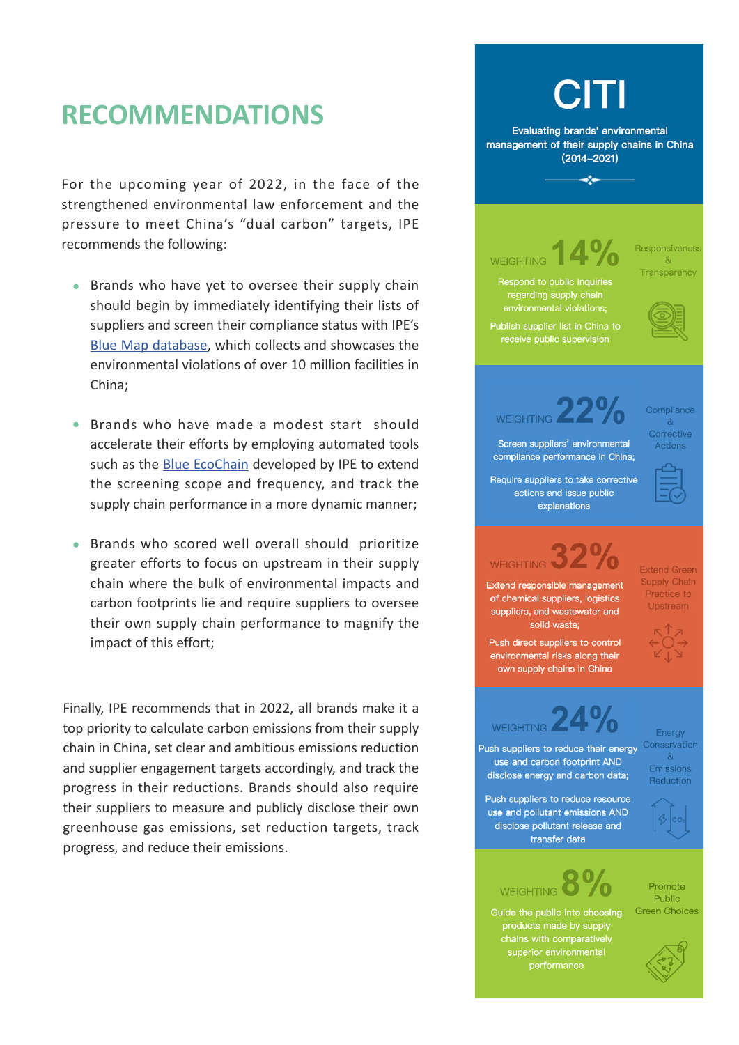# RECOMMENDATIONS

For the upcoming year of 2022, in the face of the strengthened environmental law enforcement and the pressure to meet China's "dual carbon" targets, IPE recommends the following:

- Brands who have yet to oversee their supply chain should begin by immediately identifying their lists of suppliers and screen their compliance status with IPE's [Blue Map database](), which collects and showcases the environmental violations of over 10 million facilities in China;
- Brands who have made a modest start should accelerate their efforts by employing automated tools such as the [Blue EcoChain]() developed by IPE to extend the screening scope and frequency, and track the supply chain performance in a more dynamic manner;
- Brands who scored well overall should prioritize greater efforts to focus on upstream in their supply chain where the bulk of environmental impacts and carbon footprints lie and require suppliers to oversee their own supply chain performance to magnify the impact of this effort;

Finally, IPE recommends that in 2022, all brands make it a top priority to calculate carbon emissions from their supply chain in China, set clear and ambitious emissions reduction and supplier engagement targets accordingly, and track the progress in their reductions. Brands should also require their suppliers to measure and publicly disclose their own greenhouse gas emissions, set reduction targets, track progress, and reduce their emissions.

## CITI

Evaluating brands' environmental management of their supply chains in China (2014–2021)

**WEIGHTING 14%** — Responsiveness & Transparency

Respond to public inquiries regarding supply chain environmental violations;

Publish supplier list in China to receive public supervision

**WEIGHTING 22%** — Compliance & Corrective Actions

Screen suppliers' environmental compliance performance in China;

Require suppliers to take corrective actions and issue public explanations

**WEIGHTING 32%** — Extend Green Supply Chain Practice to Upstream

Extend responsible management of chemical suppliers, logistics suppliers, and wastewater and solid waste;

Push direct suppliers to control environmental risks along their own supply chains in China

**WEIGHTING 24%** — Energy Conservation & Emissions Reduction

Push suppliers to reduce their energy use and carbon footprint AND disclose energy and carbon data;

Push suppliers to reduce resource use and pollutant emissions AND disclose pollutant release and transfer data

**WEIGHTING 8%** — Promote Public Green Choices

Guide the public into choosing products made by supply chains with comparatively superior environmental performance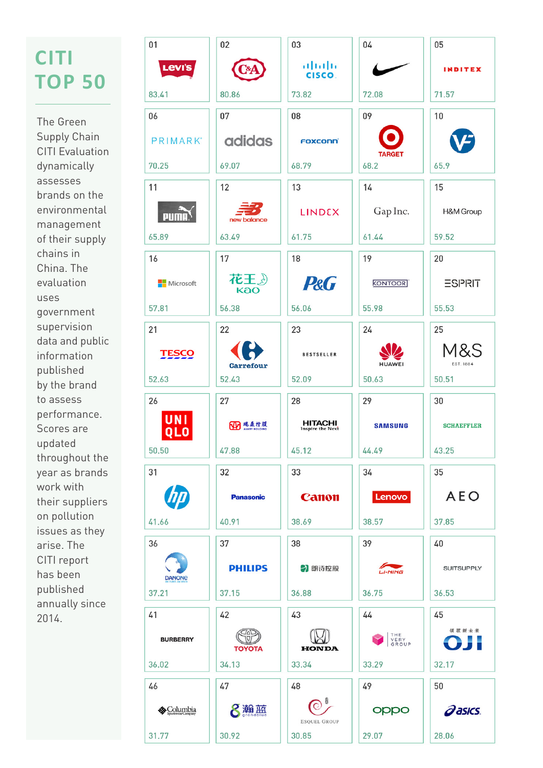# CITI TOP 50

The Green Supply Chain CITI Evaluation dynamically assesses brands on the environmental management of their supply chains in China. The evaluation uses government supervision data and public information published by the brand to assess performance. Scores are updated throughout the year as brands work with their suppliers on pollution issues as they arise. The CITI report has been published annually since 2014.

| Rank | Brand | Score |
|---|---|---|
| 01 | Levi's | 83.41 |
| 02 | C&A | 80.86 |
| 03 | Cisco | 73.82 |
| 04 | Nike | 72.08 |
| 05 | INDITEX | 71.57 |
| 06 | PRIMARK | 70.25 |
| 07 | adidas | 69.07 |
| 08 | Foxconn | 68.79 |
| 09 | TARGET | 68.2 |
| 10 | VF | 65.9 |
| 11 | PUMA | 65.89 |
| 12 | new balance | 63.49 |
| 13 | LINDEX | 61.75 |
| 14 | Gap Inc. | 61.44 |
| 15 | H&M Group | 59.52 |
| 16 | Microsoft | 57.81 |
| 17 | 花王 Kao | 56.38 |
| 18 | P&G | 56.06 |
| 19 | KONTOOR | 55.98 |
| 20 | ESPRIT | 55.53 |
| 21 | TESCO | 52.63 |
| 22 | Carrefour | 52.43 |
| 23 | BESTSELLER | 52.09 |
| 24 | HUAWEI | 50.63 |
| 25 | M&S EST. 1884 | 50.51 |
| 26 | UNIQLO | 50.50 |
| 27 | 鸿鼎控股 AVARY HOLDING | 47.88 |
| 28 | HITACHI Inspire the Next | 45.12 |
| 29 | SAMSUNG | 44.49 |
| 30 | SCHAEFFLER | 43.25 |
| 31 | hp | 41.66 |
| 32 | Panasonic | 40.91 |
| 33 | Canon | 38.69 |
| 34 | Lenovo | 38.57 |
| 35 | AEO | 37.85 |
| 36 | DANONE | 37.21 |
| 37 | PHILIPS | 37.15 |
| 38 | 朗诗控股 | 36.88 |
| 39 | LI-NING | 36.75 |
| 40 | SUITSUPPLY | 36.53 |
| 41 | BURBERRY | 36.02 |
| 42 | TOYOTA | 34.13 |
| 43 | HONDA | 33.34 |
| 44 | THE VERY GROUP | 33.29 |
| 45 | OJI | 32.17 |
| 46 | Columbia Sportswear Company | 31.77 |
| 47 | 瀚蓝 grandblue | 30.92 |
| 48 | ESQUEL GROUP | 30.85 |
| 49 | oppo | 29.07 |
| 50 | asics | 28.06 |